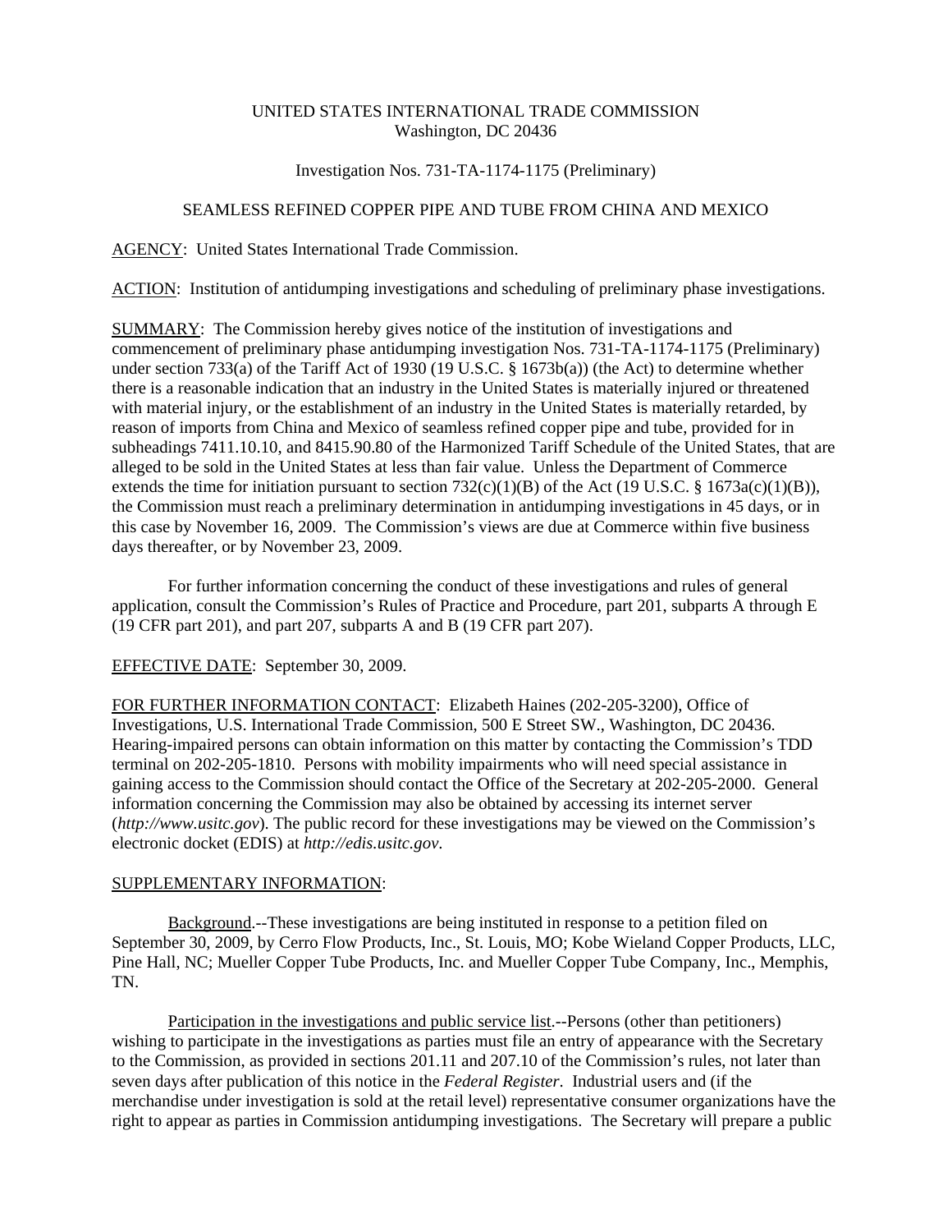UNITED STATES INTERNATIONAL TRADE COMMISSION
Washington, DC 20436

Investigation Nos. 731-TA-1174-1175 (Preliminary)

SEAMLESS REFINED COPPER PIPE AND TUBE FROM CHINA AND MEXICO

AGENCY: United States International Trade Commission.

ACTION: Institution of antidumping investigations and scheduling of preliminary phase investigations.

SUMMARY: The Commission hereby gives notice of the institution of investigations and commencement of preliminary phase antidumping investigation Nos. 731-TA-1174-1175 (Preliminary) under section 733(a) of the Tariff Act of 1930 (19 U.S.C. § 1673b(a)) (the Act) to determine whether there is a reasonable indication that an industry in the United States is materially injured or threatened with material injury, or the establishment of an industry in the United States is materially retarded, by reason of imports from China and Mexico of seamless refined copper pipe and tube, provided for in subheadings 7411.10.10, and 8415.90.80 of the Harmonized Tariff Schedule of the United States, that are alleged to be sold in the United States at less than fair value. Unless the Department of Commerce extends the time for initiation pursuant to section 732(c)(1)(B) of the Act (19 U.S.C. § 1673a(c)(1)(B)), the Commission must reach a preliminary determination in antidumping investigations in 45 days, or in this case by November 16, 2009. The Commission's views are due at Commerce within five business days thereafter, or by November 23, 2009.

For further information concerning the conduct of these investigations and rules of general application, consult the Commission's Rules of Practice and Procedure, part 201, subparts A through E (19 CFR part 201), and part 207, subparts A and B (19 CFR part 207).

EFFECTIVE DATE: September 30, 2009.

FOR FURTHER INFORMATION CONTACT: Elizabeth Haines (202-205-3200), Office of Investigations, U.S. International Trade Commission, 500 E Street SW., Washington, DC 20436. Hearing-impaired persons can obtain information on this matter by contacting the Commission's TDD terminal on 202-205-1810. Persons with mobility impairments who will need special assistance in gaining access to the Commission should contact the Office of the Secretary at 202-205-2000. General information concerning the Commission may also be obtained by accessing its internet server (*http://www.usitc.gov*). The public record for these investigations may be viewed on the Commission's electronic docket (EDIS) at *http://edis.usitc.gov*.

SUPPLEMENTARY INFORMATION:

Background.--These investigations are being instituted in response to a petition filed on September 30, 2009, by Cerro Flow Products, Inc., St. Louis, MO; Kobe Wieland Copper Products, LLC, Pine Hall, NC; Mueller Copper Tube Products, Inc. and Mueller Copper Tube Company, Inc., Memphis, TN.

Participation in the investigations and public service list.--Persons (other than petitioners) wishing to participate in the investigations as parties must file an entry of appearance with the Secretary to the Commission, as provided in sections 201.11 and 207.10 of the Commission's rules, not later than seven days after publication of this notice in the *Federal Register*. Industrial users and (if the merchandise under investigation is sold at the retail level) representative consumer organizations have the right to appear as parties in Commission antidumping investigations. The Secretary will prepare a public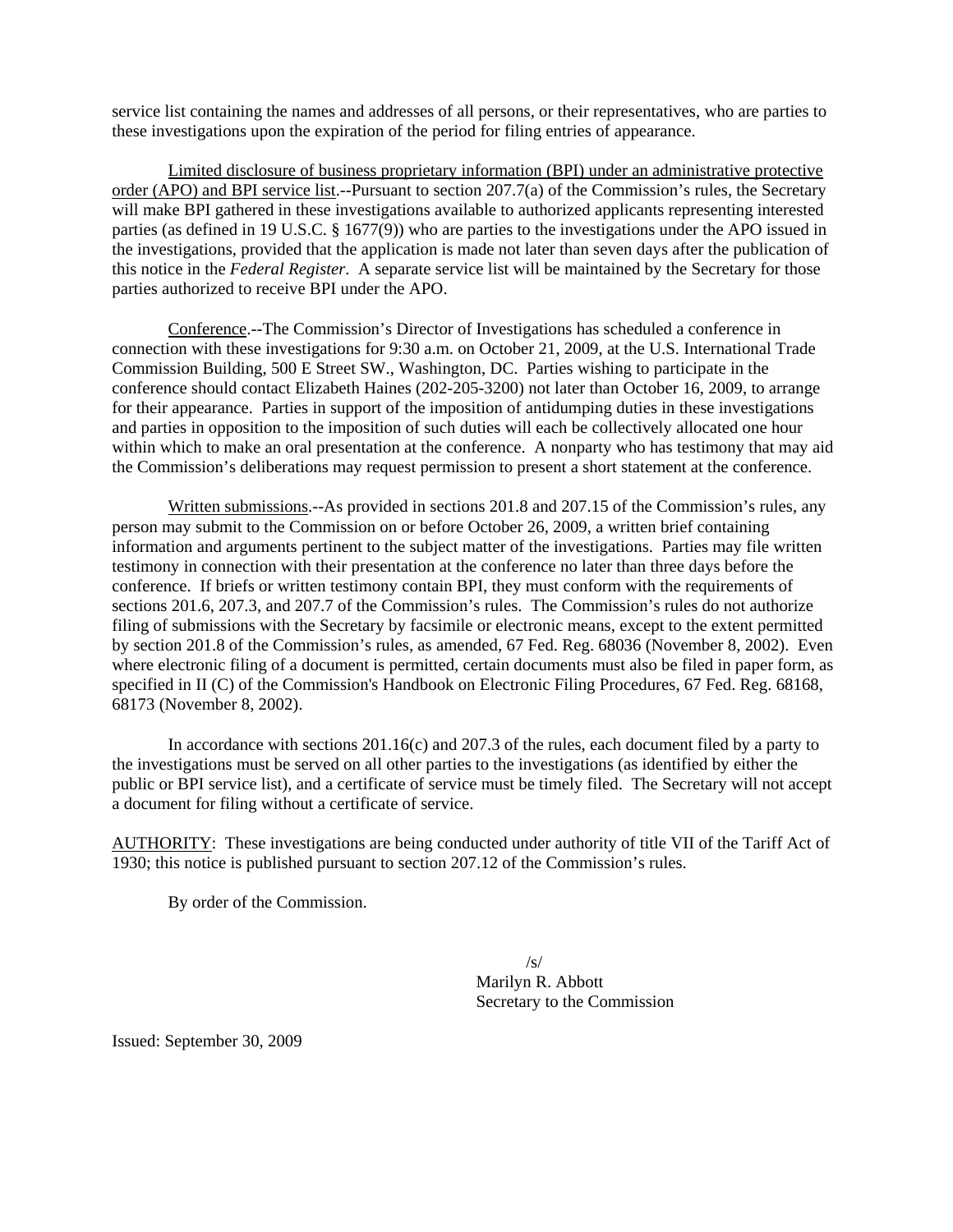service list containing the names and addresses of all persons, or their representatives, who are parties to these investigations upon the expiration of the period for filing entries of appearance.

Limited disclosure of business proprietary information (BPI) under an administrative protective order (APO) and BPI service list.--Pursuant to section 207.7(a) of the Commission's rules, the Secretary will make BPI gathered in these investigations available to authorized applicants representing interested parties (as defined in 19 U.S.C. § 1677(9)) who are parties to the investigations under the APO issued in the investigations, provided that the application is made not later than seven days after the publication of this notice in the *Federal Register*. A separate service list will be maintained by the Secretary for those parties authorized to receive BPI under the APO.

Conference.--The Commission's Director of Investigations has scheduled a conference in connection with these investigations for 9:30 a.m. on October 21, 2009, at the U.S. International Trade Commission Building, 500 E Street SW., Washington, DC. Parties wishing to participate in the conference should contact Elizabeth Haines (202-205-3200) not later than October 16, 2009, to arrange for their appearance. Parties in support of the imposition of antidumping duties in these investigations and parties in opposition to the imposition of such duties will each be collectively allocated one hour within which to make an oral presentation at the conference. A nonparty who has testimony that may aid the Commission's deliberations may request permission to present a short statement at the conference.

Written submissions.--As provided in sections 201.8 and 207.15 of the Commission's rules, any person may submit to the Commission on or before October 26, 2009, a written brief containing information and arguments pertinent to the subject matter of the investigations. Parties may file written testimony in connection with their presentation at the conference no later than three days before the conference. If briefs or written testimony contain BPI, they must conform with the requirements of sections 201.6, 207.3, and 207.7 of the Commission's rules. The Commission's rules do not authorize filing of submissions with the Secretary by facsimile or electronic means, except to the extent permitted by section 201.8 of the Commission's rules, as amended, 67 Fed. Reg. 68036 (November 8, 2002). Even where electronic filing of a document is permitted, certain documents must also be filed in paper form, as specified in II (C) of the Commission's Handbook on Electronic Filing Procedures, 67 Fed. Reg. 68168, 68173 (November 8, 2002).

In accordance with sections 201.16(c) and 207.3 of the rules, each document filed by a party to the investigations must be served on all other parties to the investigations (as identified by either the public or BPI service list), and a certificate of service must be timely filed. The Secretary will not accept a document for filing without a certificate of service.

AUTHORITY: These investigations are being conducted under authority of title VII of the Tariff Act of 1930; this notice is published pursuant to section 207.12 of the Commission's rules.

By order of the Commission.

/s/
Marilyn R. Abbott
Secretary to the Commission

Issued: September 30, 2009